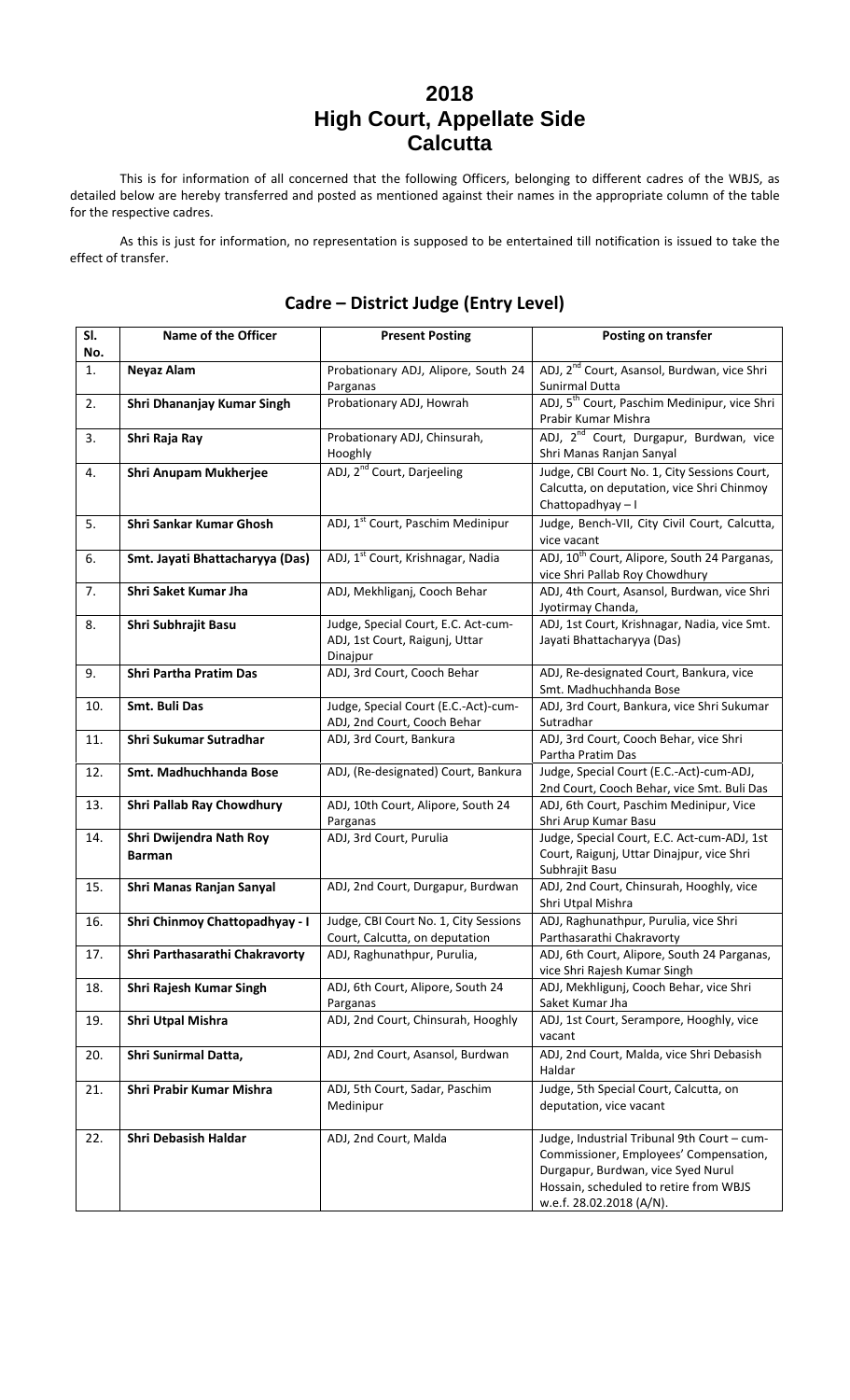# 2018
# High Court, Appellate Side
# Calcutta

This is for information of all concerned that the following Officers, belonging to different cadres of the WBJS, as detailed below are hereby transferred and posted as mentioned against their names in the appropriate column of the table for the respective cadres.

As this is just for information, no representation is supposed to be entertained till notification is issued to take the effect of transfer.

## Cadre – District Judge (Entry Level)

| Sl. No. | Name of the Officer | Present Posting | Posting on transfer |
|---|---|---|---|
| 1. | **Neyaz Alam** | Probationary ADJ, Alipore, South 24 Parganas | ADJ, 2nd Court, Asansol, Burdwan, vice Shri Sunirmal Dutta |
| 2. | **Shri Dhananjay Kumar Singh** | Probationary ADJ, Howrah | ADJ, 5th Court, Paschim Medinipur, vice Shri Prabir Kumar Mishra |
| 3. | **Shri Raja Ray** | Probationary ADJ, Chinsurah, Hooghly | ADJ, 2nd Court, Durgapur, Burdwan, vice Shri Manas Ranjan Sanyal |
| 4. | **Shri Anupam Mukherjee** | ADJ, 2nd Court, Darjeeling | Judge, CBI Court No. 1, City Sessions Court, Calcutta, on deputation, vice Shri Chinmoy Chattopadhyay – I |
| 5. | **Shri Sankar Kumar Ghosh** | ADJ, 1st Court, Paschim Medinipur | Judge, Bench-VII, City Civil Court, Calcutta, vice vacant |
| 6. | **Smt. Jayati Bhattacharyya (Das)** | ADJ, 1st Court, Krishnagar, Nadia | ADJ, 10th Court, Alipore, South 24 Parganas, vice Shri Pallab Roy Chowdhury |
| 7. | **Shri Saket Kumar Jha** | ADJ, Mekhliganj, Cooch Behar | ADJ, 4th Court, Asansol, Burdwan, vice Shri Jyotirmay Chanda, |
| 8. | **Shri Subhrajit Basu** | Judge, Special Court, E.C. Act-cum-ADJ, 1st Court, Raigunj, Uttar Dinajpur | ADJ, 1st Court, Krishnagar, Nadia, vice Smt. Jayati Bhattacharyya (Das) |
| 9. | **Shri Partha Pratim Das** | ADJ, 3rd Court, Cooch Behar | ADJ, Re-designated Court, Bankura, vice Smt. Madhuchhanda Bose |
| 10. | **Smt. Buli Das** | Judge, Special Court (E.C.-Act)-cum-ADJ, 2nd Court, Cooch Behar | ADJ, 3rd Court, Bankura, vice Shri Sukumar Sutradhar |
| 11. | **Shri Sukumar Sutradhar** | ADJ, 3rd Court, Bankura | ADJ, 3rd Court, Cooch Behar, vice Shri Partha Pratim Das |
| 12. | **Smt. Madhuchhanda Bose** | ADJ, (Re-designated) Court, Bankura | Judge, Special Court (E.C.-Act)-cum-ADJ, 2nd Court, Cooch Behar, vice Smt. Buli Das |
| 13. | **Shri Pallab Ray Chowdhury** | ADJ, 10th Court, Alipore, South 24 Parganas | ADJ, 6th Court, Paschim Medinipur, Vice Shri Arup Kumar Basu |
| 14. | **Shri Dwijendra Nath Roy Barman** | ADJ, 3rd Court, Purulia | Judge, Special Court, E.C. Act-cum-ADJ, 1st Court, Raigunj, Uttar Dinajpur, vice Shri Subhrajit Basu |
| 15. | **Shri Manas Ranjan Sanyal** | ADJ, 2nd Court, Durgapur, Burdwan | ADJ, 2nd Court, Chinsurah, Hooghly, vice Shri Utpal Mishra |
| 16. | **Shri Chinmoy Chattopadhyay - I** | Judge, CBI Court No. 1, City Sessions Court, Calcutta, on deputation | ADJ, Raghunathpur, Purulia, vice Shri Parthasarathi Chakravorty |
| 17. | **Shri Parthasarathi Chakravorty** | ADJ, Raghunathpur, Purulia, | ADJ, 6th Court, Alipore, South 24 Parganas, vice Shri Rajesh Kumar Singh |
| 18. | **Shri Rajesh Kumar Singh** | ADJ, 6th Court, Alipore, South 24 Parganas | ADJ, Mekhligunj, Cooch Behar, vice Shri Saket Kumar Jha |
| 19. | **Shri Utpal Mishra** | ADJ, 2nd Court, Chinsurah, Hooghly | ADJ, 1st Court, Serampore, Hooghly, vice vacant |
| 20. | **Shri Sunirmal Datta,** | ADJ, 2nd Court, Asansol, Burdwan | ADJ, 2nd Court, Malda, vice Shri Debasish Haldar |
| 21. | **Shri Prabir Kumar Mishra** | ADJ, 5th Court, Sadar, Paschim Medinipur | Judge, 5th Special Court, Calcutta, on deputation, vice vacant |
| 22. | **Shri Debasish Haldar** | ADJ, 2nd Court, Malda | Judge, Industrial Tribunal 9th Court – cum-Commissioner, Employees' Compensation, Durgapur, Burdwan, vice Syed Nurul Hossain, scheduled to retire from WBJS w.e.f. 28.02.2018 (A/N). |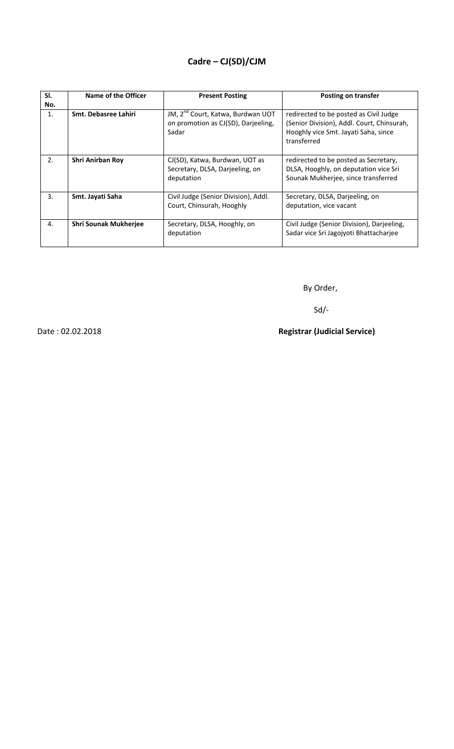## Cadre – CJ(SD)/CJM

| Sl. No. | Name of the Officer | Present Posting | Posting on transfer |
|---|---|---|---|
| 1. | **Smt. Debasree Lahiri** | JM, 2nd Court, Katwa, Burdwan UOT on promotion as CJ(SD), Darjeeling, Sadar | redirected to be posted as Civil Judge (Senior Division), Addl. Court, Chinsurah, Hooghly vice Smt. Jayati Saha, since transferred |
| 2. | **Shri Anirban Roy** | CJ(SD), Katwa, Burdwan, UOT as Secretary, DLSA, Darjeeling, on deputation | redirected to be posted as Secretary, DLSA, Hooghly, on deputation vice Sri Sounak Mukherjee, since transferred |
| 3. | **Smt. Jayati Saha** | Civil Judge (Senior Division), Addl. Court, Chinsurah, Hooghly | Secretary, DLSA, Darjeeling, on deputation, vice vacant |
| 4. | **Shri Sounak Mukherjee** | Secretary, DLSA, Hooghly, on deputation | Civil Judge (Senior Division), Darjeeling, Sadar vice Sri Jagojyoti Bhattacharjee |

By Order,

Sd/-

Date : 02.02.2018

**Registrar (Judicial Service)**